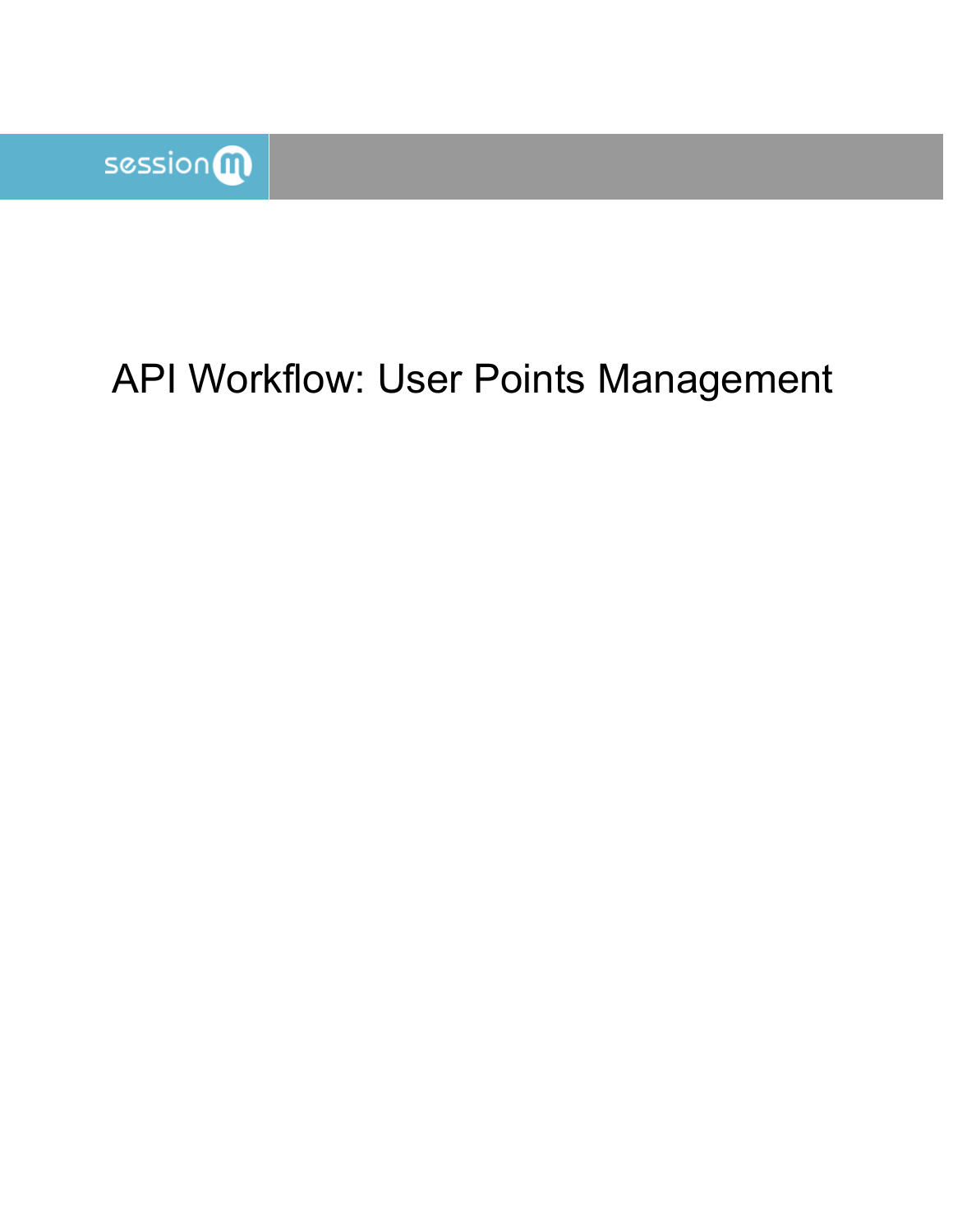sessionm

# API Workflow: User Points Management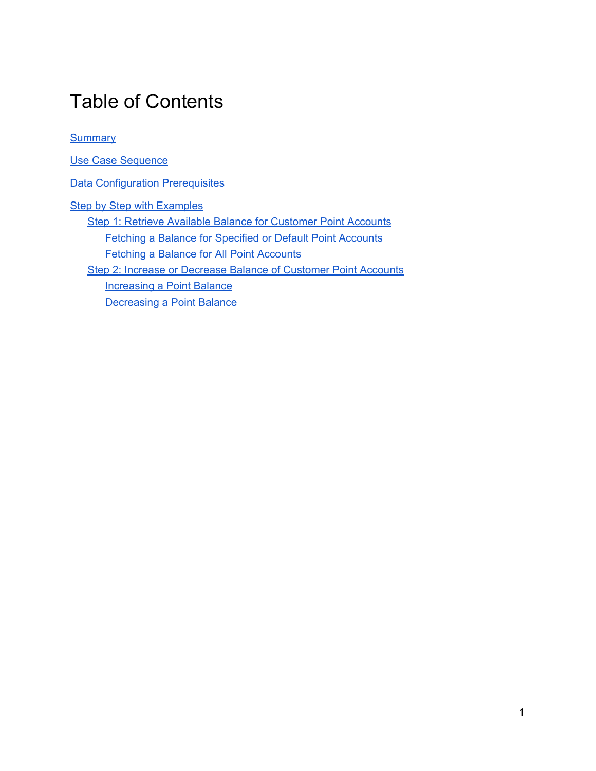# Table of Contents

Summary

Use Case Sequence

Data Configuration Prerequisites

Step by Step with Examples

- Step 1: Retrieve Available Balance for Customer Point Accounts
  - Fetching a Balance for Specified or Default Point Accounts
  - Fetching a Balance for All Point Accounts
- Step 2: Increase or Decrease Balance of Customer Point Accounts
  - Increasing a Point Balance
  - Decreasing a Point Balance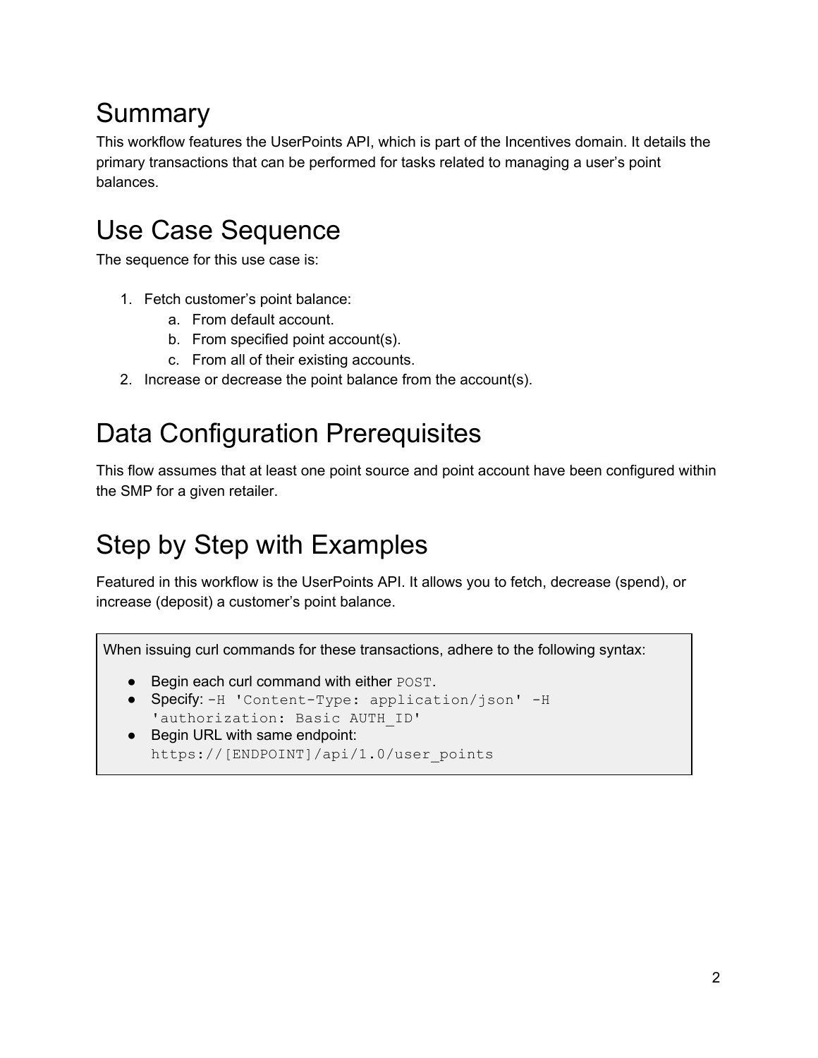# Summary

This workflow features the UserPoints API, which is part of the Incentives domain. It details the primary transactions that can be performed for tasks related to managing a user's point balances.

# Use Case Sequence

The sequence for this use case is:

1. Fetch customer's point balance:
   a. From default account.
   b. From specified point account(s).
   c. From all of their existing accounts.
2. Increase or decrease the point balance from the account(s).

# Data Configuration Prerequisites

This flow assumes that at least one point source and point account have been configured within the SMP for a given retailer.

# Step by Step with Examples

Featured in this workflow is the UserPoints API. It allows you to fetch, decrease (spend), or increase (deposit) a customer's point balance.

When issuing curl commands for these transactions, adhere to the following syntax:

- Begin each curl command with either `POST`.
- Specify: `-H 'Content-Type: application/json' -H 'authorization: Basic AUTH_ID'`
- Begin URL with same endpoint: `https://[ENDPOINT]/api/1.0/user_points`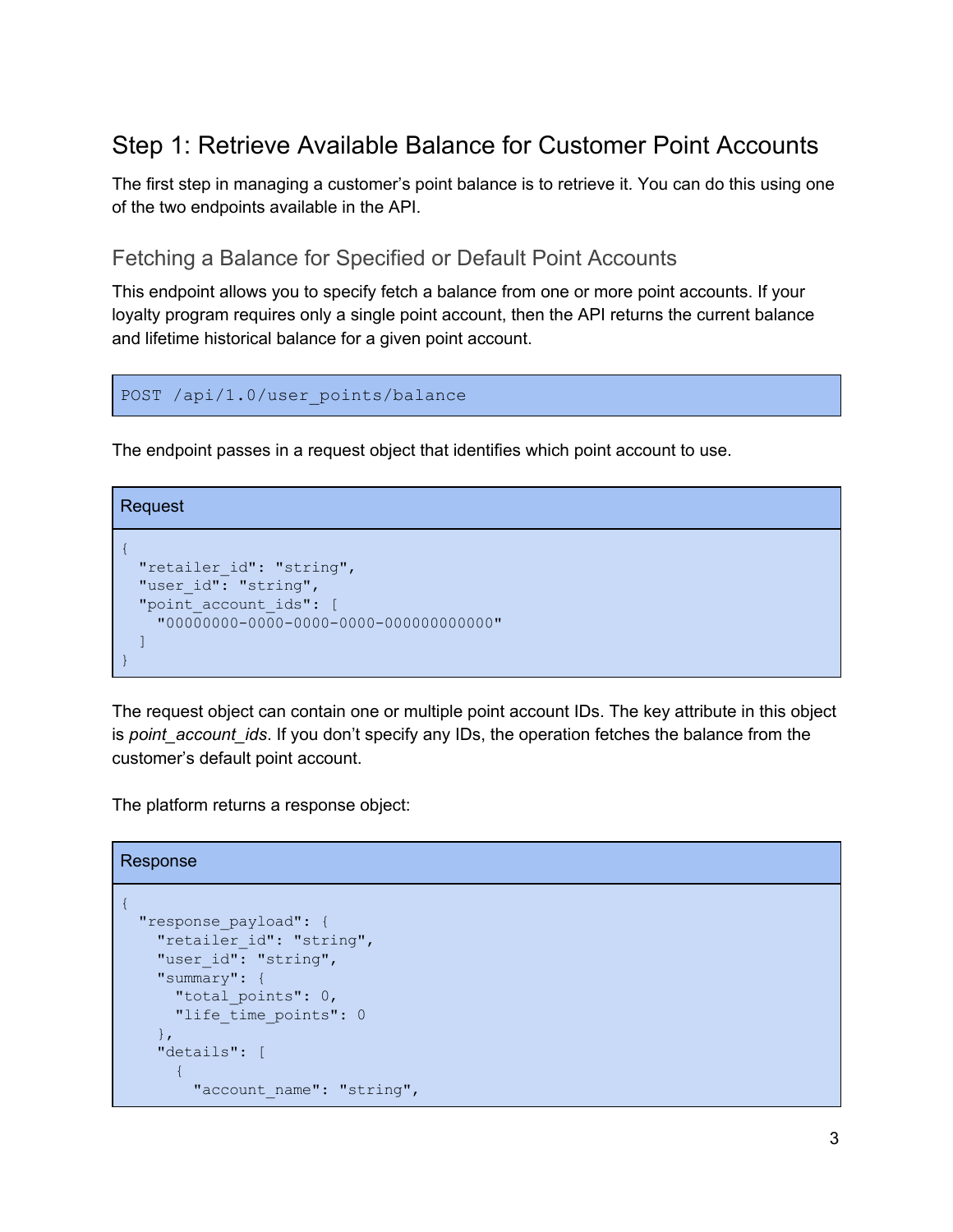## Step 1: Retrieve Available Balance for Customer Point Accounts

The first step in managing a customer's point balance is to retrieve it. You can do this using one of the two endpoints available in the API.

### Fetching a Balance for Specified or Default Point Accounts

This endpoint allows you to specify fetch a balance from one or more point accounts. If your loyalty program requires only a single point account, then the API returns the current balance and lifetime historical balance for a given point account.

```
POST /api/1.0/user_points/balance
```

The endpoint passes in a request object that identifies which point account to use.

Request

```
{
  "retailer_id": "string",
  "user_id": "string",
  "point_account_ids": [
    "00000000-0000-0000-0000-000000000000"
  ]
}
```

The request object can contain one or multiple point account IDs. The key attribute in this object is *point_account_ids*. If you don't specify any IDs, the operation fetches the balance from the customer's default point account.

The platform returns a response object:

Response

```
{
  "response_payload": {
    "retailer_id": "string",
    "user_id": "string",
    "summary": {
      "total_points": 0,
      "life_time_points": 0
    },
    "details": [
      {
        "account_name": "string",
```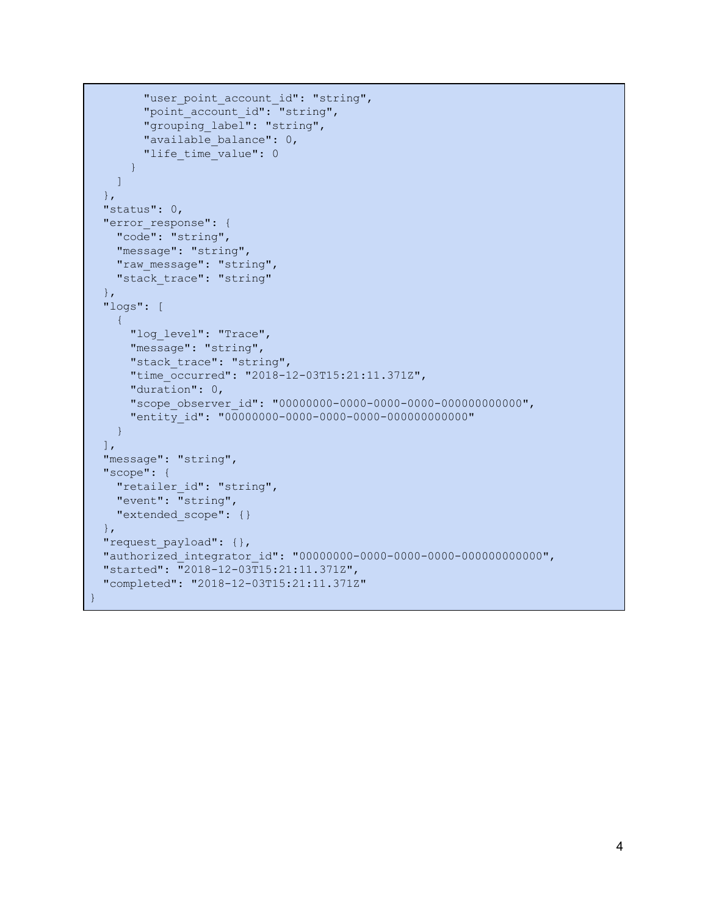```
        "user_point_account_id": "string",
        "point_account_id": "string",
        "grouping_label": "string",
        "available_balance": 0,
        "life_time_value": 0
      }
    ]
  },
  "status": 0,
  "error_response": {
    "code": "string",
    "message": "string",
    "raw_message": "string",
    "stack_trace": "string"
  },
  "logs": [
    {
      "log_level": "Trace",
      "message": "string",
      "stack_trace": "string",
      "time_occurred": "2018-12-03T15:21:11.371Z",
      "duration": 0,
      "scope_observer_id": "00000000-0000-0000-0000-000000000000",
      "entity_id": "00000000-0000-0000-0000-000000000000"
    }
  ],
  "message": "string",
  "scope": {
    "retailer_id": "string",
    "event": "string",
    "extended_scope": {}
  },
  "request_payload": {},
  "authorized_integrator_id": "00000000-0000-0000-0000-000000000000",
  "started": "2018-12-03T15:21:11.371Z",
  "completed": "2018-12-03T15:21:11.371Z"
}
```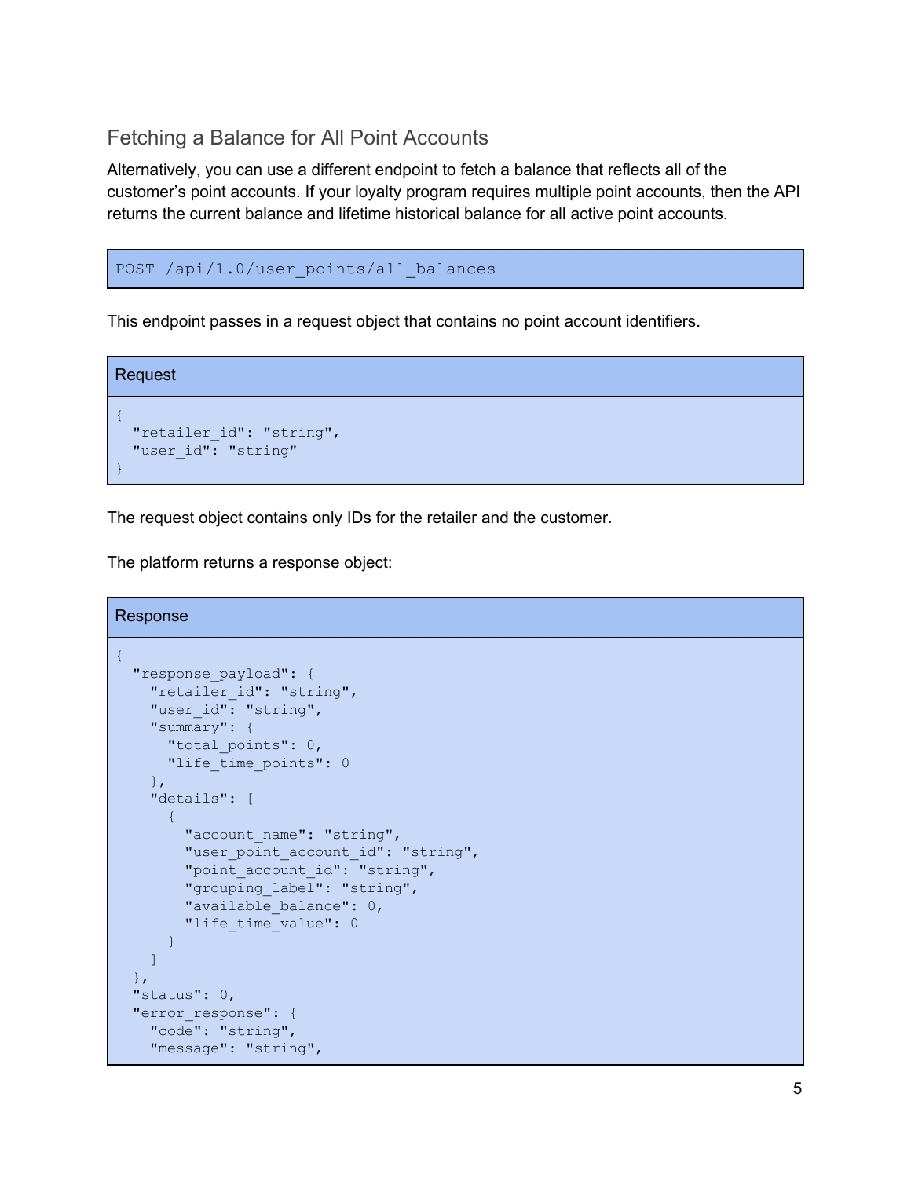## Fetching a Balance for All Point Accounts

Alternatively, you can use a different endpoint to fetch a balance that reflects all of the customer's point accounts. If your loyalty program requires multiple point accounts, then the API returns the current balance and lifetime historical balance for all active point accounts.

```
POST /api/1.0/user_points/all_balances
```

This endpoint passes in a request object that contains no point account identifiers.

**Request**

```
{
  "retailer_id": "string",
  "user_id": "string"
}
```

The request object contains only IDs for the retailer and the customer.

The platform returns a response object:

**Response**

```
{
  "response_payload": {
    "retailer_id": "string",
    "user_id": "string",
    "summary": {
      "total_points": 0,
      "life_time_points": 0
    },
    "details": [
      {
        "account_name": "string",
        "user_point_account_id": "string",
        "point_account_id": "string",
        "grouping_label": "string",
        "available_balance": 0,
        "life_time_value": 0
      }
    ]
  },
  "status": 0,
  "error_response": {
    "code": "string",
    "message": "string",
```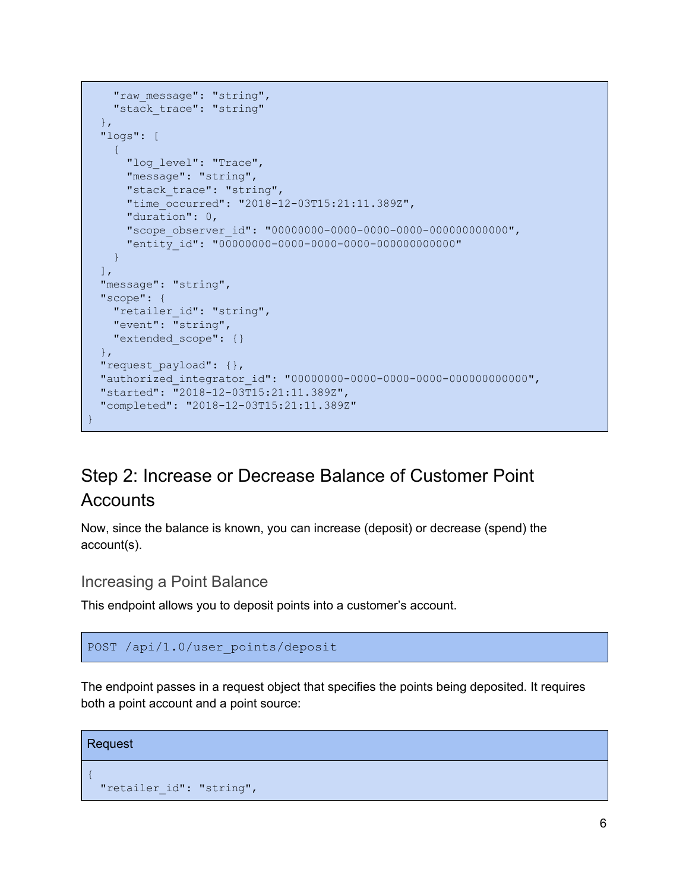```
    "raw_message": "string",
    "stack_trace": "string"
  },
  "logs": [
    {
      "log_level": "Trace",
      "message": "string",
      "stack_trace": "string",
      "time_occurred": "2018-12-03T15:21:11.389Z",
      "duration": 0,
      "scope_observer_id": "00000000-0000-0000-0000-000000000000",
      "entity_id": "00000000-0000-0000-0000-000000000000"
    }
  ],
  "message": "string",
  "scope": {
    "retailer_id": "string",
    "event": "string",
    "extended_scope": {}
  },
  "request_payload": {},
  "authorized_integrator_id": "00000000-0000-0000-0000-000000000000",
  "started": "2018-12-03T15:21:11.389Z",
  "completed": "2018-12-03T15:21:11.389Z"
}
```

## Step 2: Increase or Decrease Balance of Customer Point Accounts

Now, since the balance is known, you can increase (deposit) or decrease (spend) the account(s).

### Increasing a Point Balance

This endpoint allows you to deposit points into a customer's account.

```
POST /api/1.0/user_points/deposit
```

The endpoint passes in a request object that specifies the points being deposited. It requires both a point account and a point source:

**Request**

```
{
  "retailer_id": "string",
```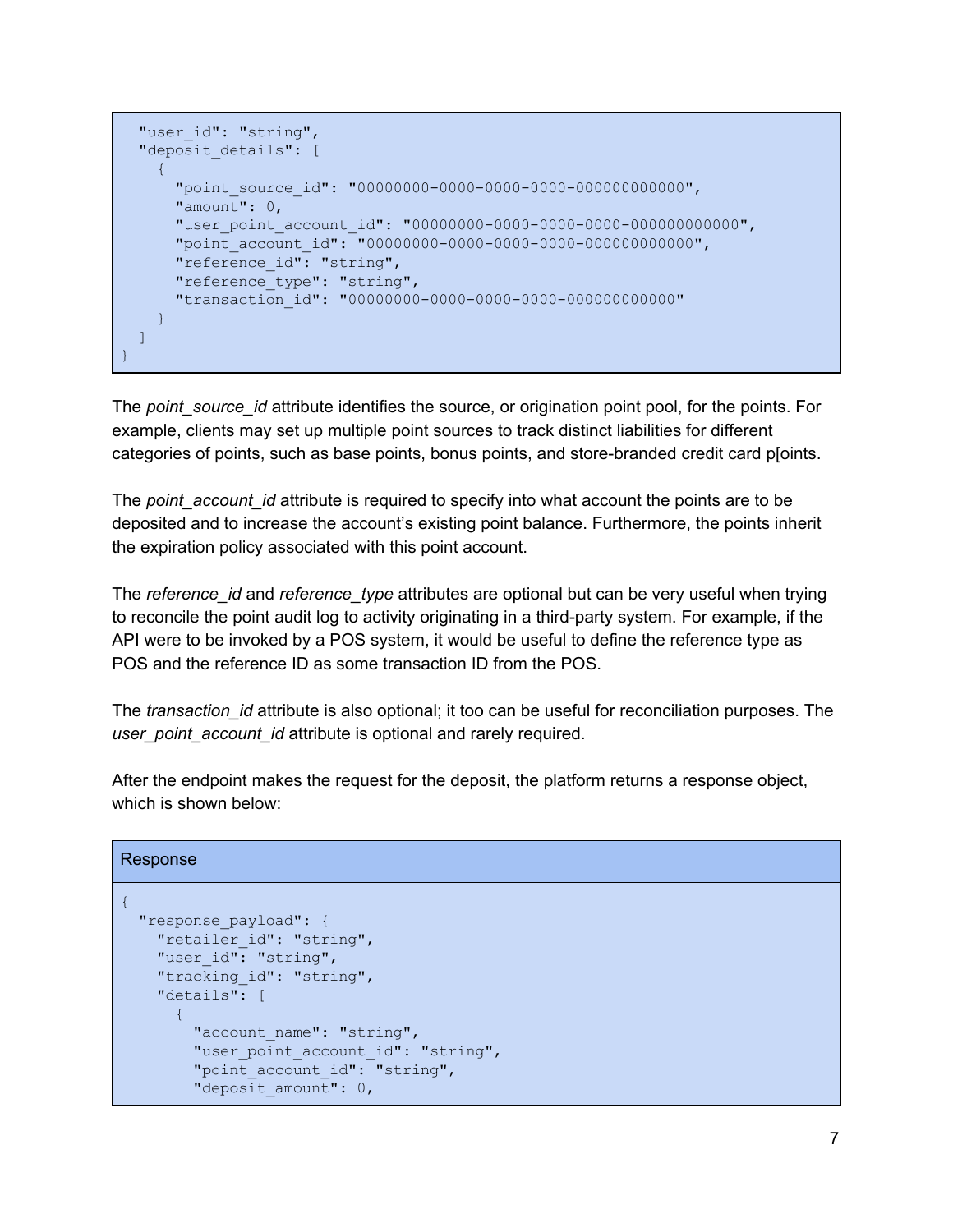```
  "user_id": "string",
  "deposit_details": [
    {
      "point_source_id": "00000000-0000-0000-0000-000000000000",
      "amount": 0,
      "user_point_account_id": "00000000-0000-0000-0000-000000000000",
      "point_account_id": "00000000-0000-0000-0000-000000000000",
      "reference_id": "string",
      "reference_type": "string",
      "transaction_id": "00000000-0000-0000-0000-000000000000"
    }
  ]
}
```

The *point_source_id* attribute identifies the source, or origination point pool, for the points. For example, clients may set up multiple point sources to track distinct liabilities for different categories of points, such as base points, bonus points, and store-branded credit card p[oints.

The *point_account_id* attribute is required to specify into what account the points are to be deposited and to increase the account's existing point balance. Furthermore, the points inherit the expiration policy associated with this point account.

The *reference_id* and *reference_type* attributes are optional but can be very useful when trying to reconcile the point audit log to activity originating in a third-party system. For example, if the API were to be invoked by a POS system, it would be useful to define the reference type as POS and the reference ID as some transaction ID from the POS.

The *transaction_id* attribute is also optional; it too can be useful for reconciliation purposes. The *user_point_account_id* attribute is optional and rarely required.

After the endpoint makes the request for the deposit, the platform returns a response object, which is shown below:

Response

```
{
  "response_payload": {
    "retailer_id": "string",
    "user_id": "string",
    "tracking_id": "string",
    "details": [
      {
        "account_name": "string",
        "user_point_account_id": "string",
        "point_account_id": "string",
        "deposit_amount": 0,
```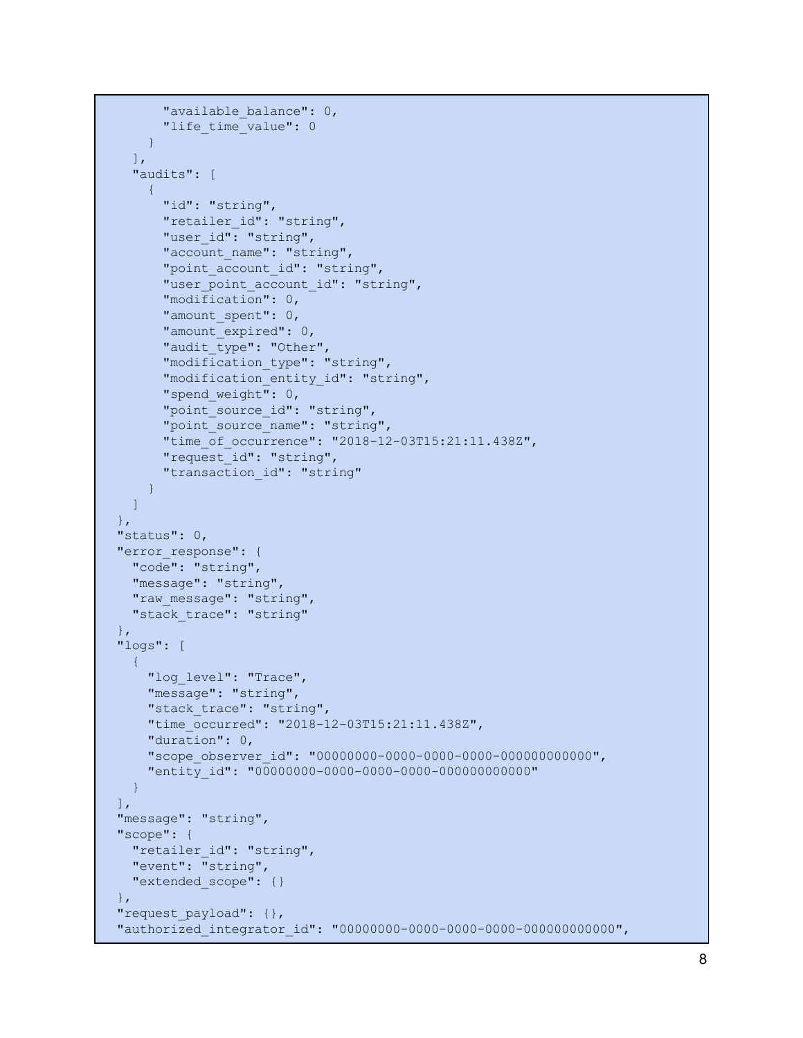```
      "available_balance": 0,
      "life_time_value": 0
    }
  ],
  "audits": [
    {
      "id": "string",
      "retailer_id": "string",
      "user_id": "string",
      "account_name": "string",
      "point_account_id": "string",
      "user_point_account_id": "string",
      "modification": 0,
      "amount_spent": 0,
      "amount_expired": 0,
      "audit_type": "Other",
      "modification_type": "string",
      "modification_entity_id": "string",
      "spend_weight": 0,
      "point_source_id": "string",
      "point_source_name": "string",
      "time_of_occurrence": "2018-12-03T15:21:11.438Z",
      "request_id": "string",
      "transaction_id": "string"
    }
  ]
},
"status": 0,
"error_response": {
  "code": "string",
  "message": "string",
  "raw_message": "string",
  "stack_trace": "string"
},
"logs": [
  {
    "log_level": "Trace",
    "message": "string",
    "stack_trace": "string",
    "time_occurred": "2018-12-03T15:21:11.438Z",
    "duration": 0,
    "scope_observer_id": "00000000-0000-0000-0000-000000000000",
    "entity_id": "00000000-0000-0000-0000-000000000000"
  }
],
"message": "string",
"scope": {
  "retailer_id": "string",
  "event": "string",
  "extended_scope": {}
},
"request_payload": {},
"authorized_integrator_id": "00000000-0000-0000-0000-000000000000",
```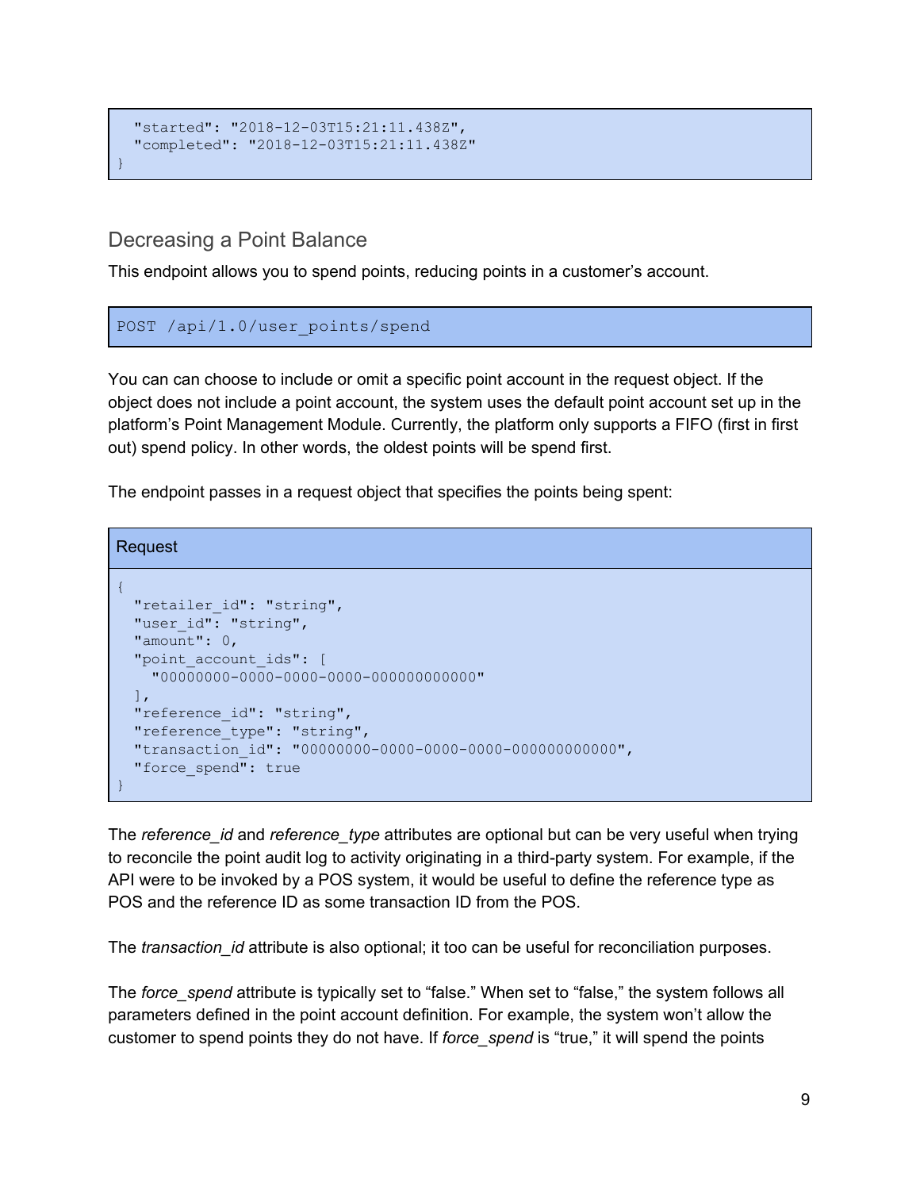```
  "started": "2018-12-03T15:21:11.438Z",
  "completed": "2018-12-03T15:21:11.438Z"
}
```

## Decreasing a Point Balance

This endpoint allows you to spend points, reducing points in a customer's account.

```
POST /api/1.0/user_points/spend
```

You can can choose to include or omit a specific point account in the request object. If the object does not include a point account, the system uses the default point account set up in the platform's Point Management Module. Currently, the platform only supports a FIFO (first in first out) spend policy. In other words, the oldest points will be spend first.

The endpoint passes in a request object that specifies the points being spent:

**Request**

```
{
  "retailer_id": "string",
  "user_id": "string",
  "amount": 0,
  "point_account_ids": [
    "00000000-0000-0000-0000-000000000000"
  ],
  "reference_id": "string",
  "reference_type": "string",
  "transaction_id": "00000000-0000-0000-0000-000000000000",
  "force_spend": true
}
```

The *reference_id* and *reference_type* attributes are optional but can be very useful when trying to reconcile the point audit log to activity originating in a third-party system. For example, if the API were to be invoked by a POS system, it would be useful to define the reference type as POS and the reference ID as some transaction ID from the POS.

The *transaction_id* attribute is also optional; it too can be useful for reconciliation purposes.

The *force_spend* attribute is typically set to "false." When set to "false," the system follows all parameters defined in the point account definition. For example, the system won't allow the customer to spend points they do not have. If *force_spend* is "true," it will spend the points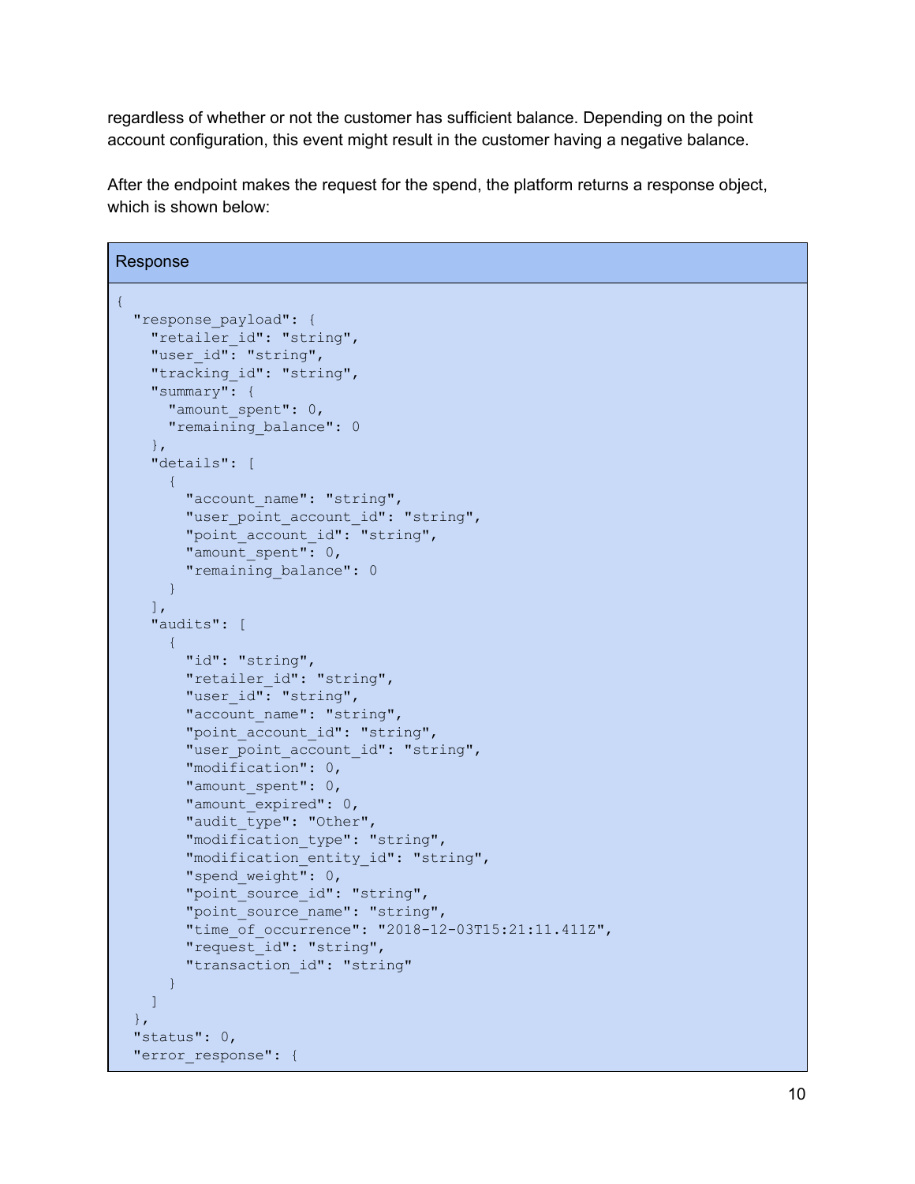regardless of whether or not the customer has sufficient balance. Depending on the point account configuration, this event might result in the customer having a negative balance.

After the endpoint makes the request for the spend, the platform returns a response object, which is shown below:

**Response**

```
{
  "response_payload": {
    "retailer_id": "string",
    "user_id": "string",
    "tracking_id": "string",
    "summary": {
      "amount_spent": 0,
      "remaining_balance": 0
    },
    "details": [
      {
        "account_name": "string",
        "user_point_account_id": "string",
        "point_account_id": "string",
        "amount_spent": 0,
        "remaining_balance": 0
      }
    ],
    "audits": [
      {
        "id": "string",
        "retailer_id": "string",
        "user_id": "string",
        "account_name": "string",
        "point_account_id": "string",
        "user_point_account_id": "string",
        "modification": 0,
        "amount_spent": 0,
        "amount_expired": 0,
        "audit_type": "Other",
        "modification_type": "string",
        "modification_entity_id": "string",
        "spend_weight": 0,
        "point_source_id": "string",
        "point_source_name": "string",
        "time_of_occurrence": "2018-12-03T15:21:11.411Z",
        "request_id": "string",
        "transaction_id": "string"
      }
    ]
  },
  "status": 0,
  "error_response": {
```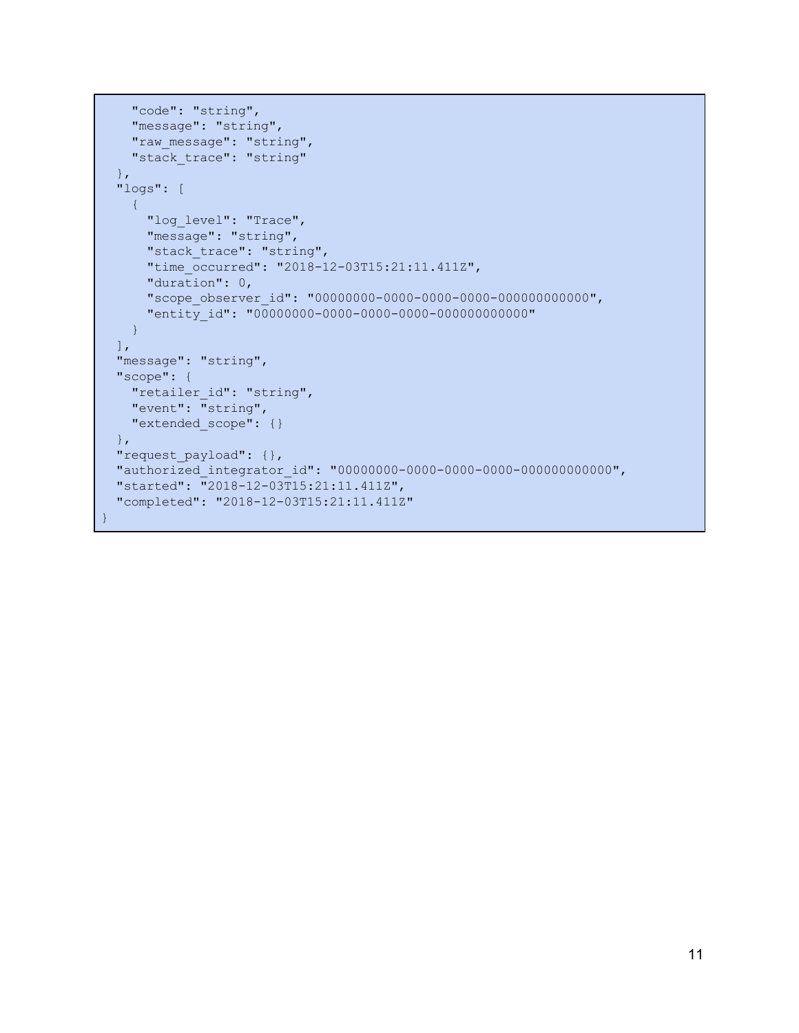```
    "code": "string",
    "message": "string",
    "raw_message": "string",
    "stack_trace": "string"
  },
  "logs": [
    {
      "log_level": "Trace",
      "message": "string",
      "stack_trace": "string",
      "time_occurred": "2018-12-03T15:21:11.411Z",
      "duration": 0,
      "scope_observer_id": "00000000-0000-0000-0000-000000000000",
      "entity_id": "00000000-0000-0000-0000-000000000000"
    }
  ],
  "message": "string",
  "scope": {
    "retailer_id": "string",
    "event": "string",
    "extended_scope": {}
  },
  "request_payload": {},
  "authorized_integrator_id": "00000000-0000-0000-0000-000000000000",
  "started": "2018-12-03T15:21:11.411Z",
  "completed": "2018-12-03T15:21:11.411Z"
}
```